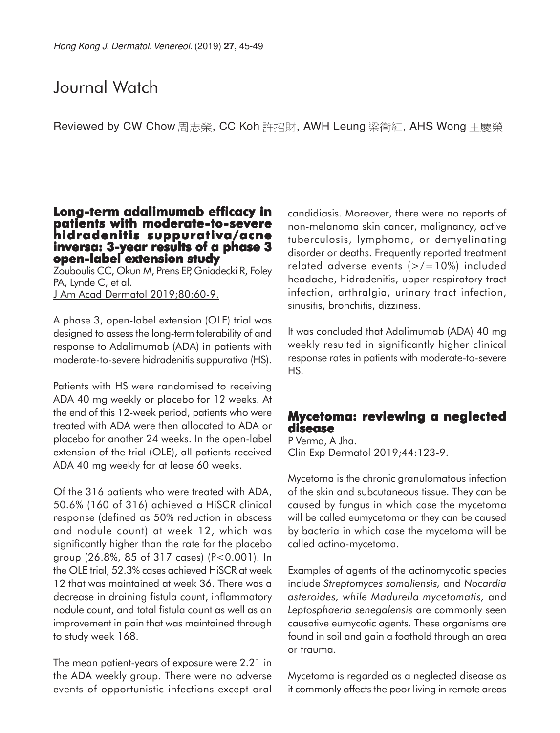# Journal Watch

Reviewed by CW Chow 周志榮, CC Koh 許招財, AWH Leung 梁衛紅, AHS Wong 王慶榮

## Long-term adalimumab efficacy in patients with moderate-to-severe hidradenitis suppurativa/acne inversa: 3-year results of a phase 3 open-label extension study

Zouboulis CC, Okun M, Prens EP, Gniadecki R, Foley PA, Lynde C, et al.
J Am Acad Dermatol 2019;80:60-9.

A phase 3, open-label extension (OLE) trial was designed to assess the long-term tolerability of and response to Adalimumab (ADA) in patients with moderate-to-severe hidradenitis suppurativa (HS).

Patients with HS were randomised to receiving ADA 40 mg weekly or placebo for 12 weeks. At the end of this 12-week period, patients who were treated with ADA were then allocated to ADA or placebo for another 24 weeks. In the open-label extension of the trial (OLE), all patients received ADA 40 mg weekly for at lease 60 weeks.

Of the 316 patients who were treated with ADA, 50.6% (160 of 316) achieved a HiSCR clinical response (defined as 50% reduction in abscess and nodule count) at week 12, which was significantly higher than the rate for the placebo group (26.8%, 85 of 317 cases) ($P<0.001$). In the OLE trial, 52.3% cases achieved HiSCR at week 12 that was maintained at week 36. There was a decrease in draining fistula count, inflammatory nodule count, and total fistula count as well as an improvement in pain that was maintained through to study week 168.

The mean patient-years of exposure were 2.21 in the ADA weekly group. There were no adverse events of opportunistic infections except oral candidiasis. Moreover, there were no reports of non-melanoma skin cancer, malignancy, active tuberculosis, lymphoma, or demyelinating disorder or deaths. Frequently reported treatment related adverse events (>/=10%) included headache, hidradenitis, upper respiratory tract infection, arthralgia, urinary tract infection, sinusitis, bronchitis, dizziness.

It was concluded that Adalimumab (ADA) 40 mg weekly resulted in significantly higher clinical response rates in patients with moderate-to-severe HS.

## Mycetoma: reviewing a neglected disease

P Verma, A Jha.
Clin Exp Dermatol 2019;44:123-9.

Mycetoma is the chronic granulomatous infection of the skin and subcutaneous tissue. They can be caused by fungus in which case the mycetoma will be called eumycetoma or they can be caused by bacteria in which case the mycetoma will be called actino-mycetoma.

Examples of agents of the actinomycotic species include *Streptomyces somaliensis,* and *Nocardia asteroides, while Madurella mycetomatis,* and *Leptosphaeria senegalensis* are commonly seen causative eumycotic agents. These organisms are found in soil and gain a foothold through an area or trauma.

Mycetoma is regarded as a neglected disease as it commonly affects the poor living in remote areas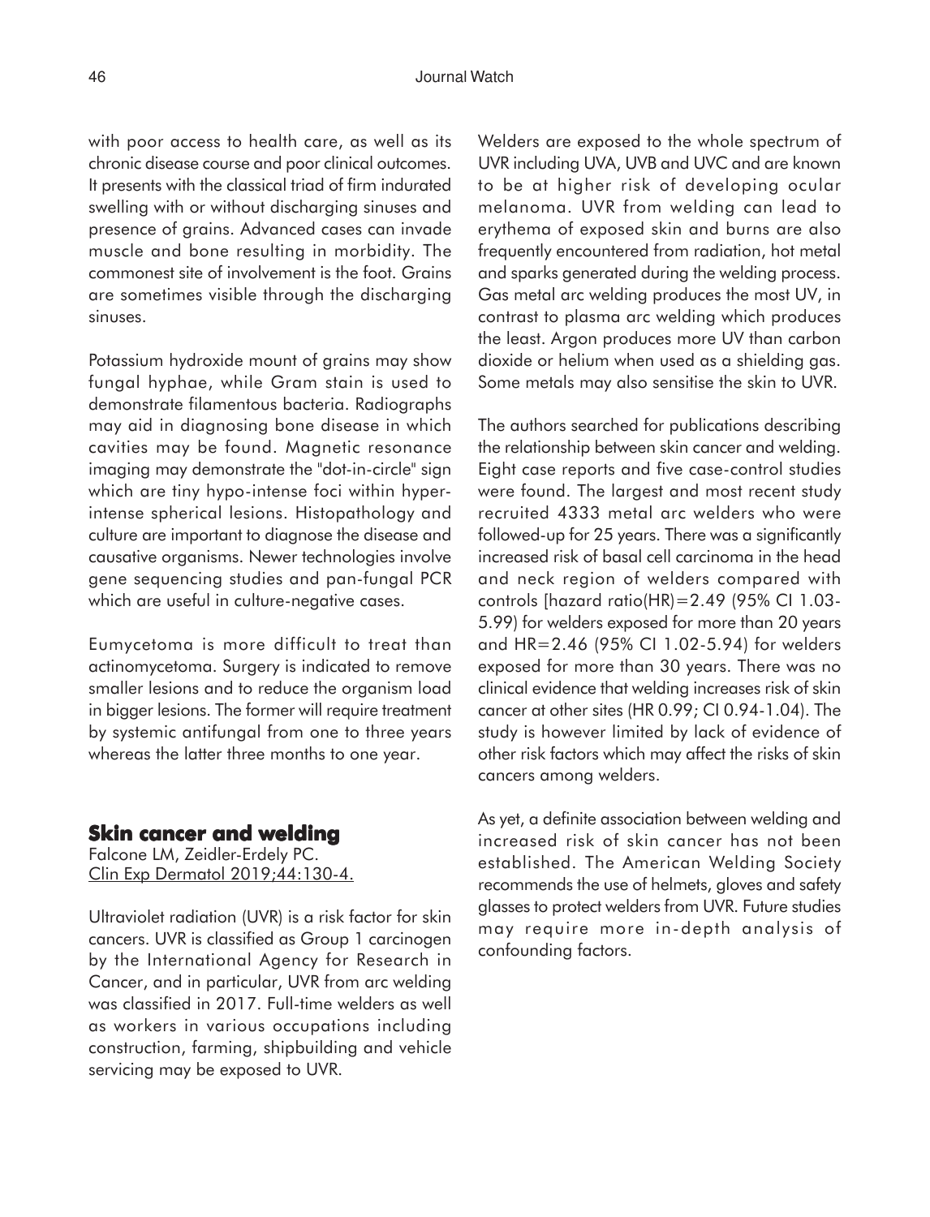with poor access to health care, as well as its chronic disease course and poor clinical outcomes. It presents with the classical triad of firm indurated swelling with or without discharging sinuses and presence of grains. Advanced cases can invade muscle and bone resulting in morbidity. The commonest site of involvement is the foot. Grains are sometimes visible through the discharging sinuses.

Potassium hydroxide mount of grains may show fungal hyphae, while Gram stain is used to demonstrate filamentous bacteria. Radiographs may aid in diagnosing bone disease in which cavities may be found. Magnetic resonance imaging may demonstrate the "dot-in-circle" sign which are tiny hypo-intense foci within hyper-intense spherical lesions. Histopathology and culture are important to diagnose the disease and causative organisms. Newer technologies involve gene sequencing studies and pan-fungal PCR which are useful in culture-negative cases.

Eumycetoma is more difficult to treat than actinomycetoma. Surgery is indicated to remove smaller lesions and to reduce the organism load in bigger lesions. The former will require treatment by systemic antifungal from one to three years whereas the latter three months to one year.

## Skin cancer and welding

Falcone LM, Zeidler-Erdely PC.
Clin Exp Dermatol 2019;44:130-4.

Ultraviolet radiation (UVR) is a risk factor for skin cancers. UVR is classified as Group 1 carcinogen by the International Agency for Research in Cancer, and in particular, UVR from arc welding was classified in 2017. Full-time welders as well as workers in various occupations including construction, farming, shipbuilding and vehicle servicing may be exposed to UVR.

Welders are exposed to the whole spectrum of UVR including UVA, UVB and UVC and are known to be at higher risk of developing ocular melanoma. UVR from welding can lead to erythema of exposed skin and burns are also frequently encountered from radiation, hot metal and sparks generated during the welding process. Gas metal arc welding produces the most UV, in contrast to plasma arc welding which produces the least. Argon produces more UV than carbon dioxide or helium when used as a shielding gas. Some metals may also sensitise the skin to UVR.

The authors searched for publications describing the relationship between skin cancer and welding. Eight case reports and five case-control studies were found. The largest and most recent study recruited 4333 metal arc welders who were followed-up for 25 years. There was a significantly increased risk of basal cell carcinoma in the head and neck region of welders compared with controls [hazard ratio(HR)=2.49 (95% CI 1.03-5.99) for welders exposed for more than 20 years and HR=2.46 (95% CI 1.02-5.94) for welders exposed for more than 30 years. There was no clinical evidence that welding increases risk of skin cancer at other sites (HR 0.99; CI 0.94-1.04). The study is however limited by lack of evidence of other risk factors which may affect the risks of skin cancers among welders.

As yet, a definite association between welding and increased risk of skin cancer has not been established. The American Welding Society recommends the use of helmets, gloves and safety glasses to protect welders from UVR. Future studies may require more in-depth analysis of confounding factors.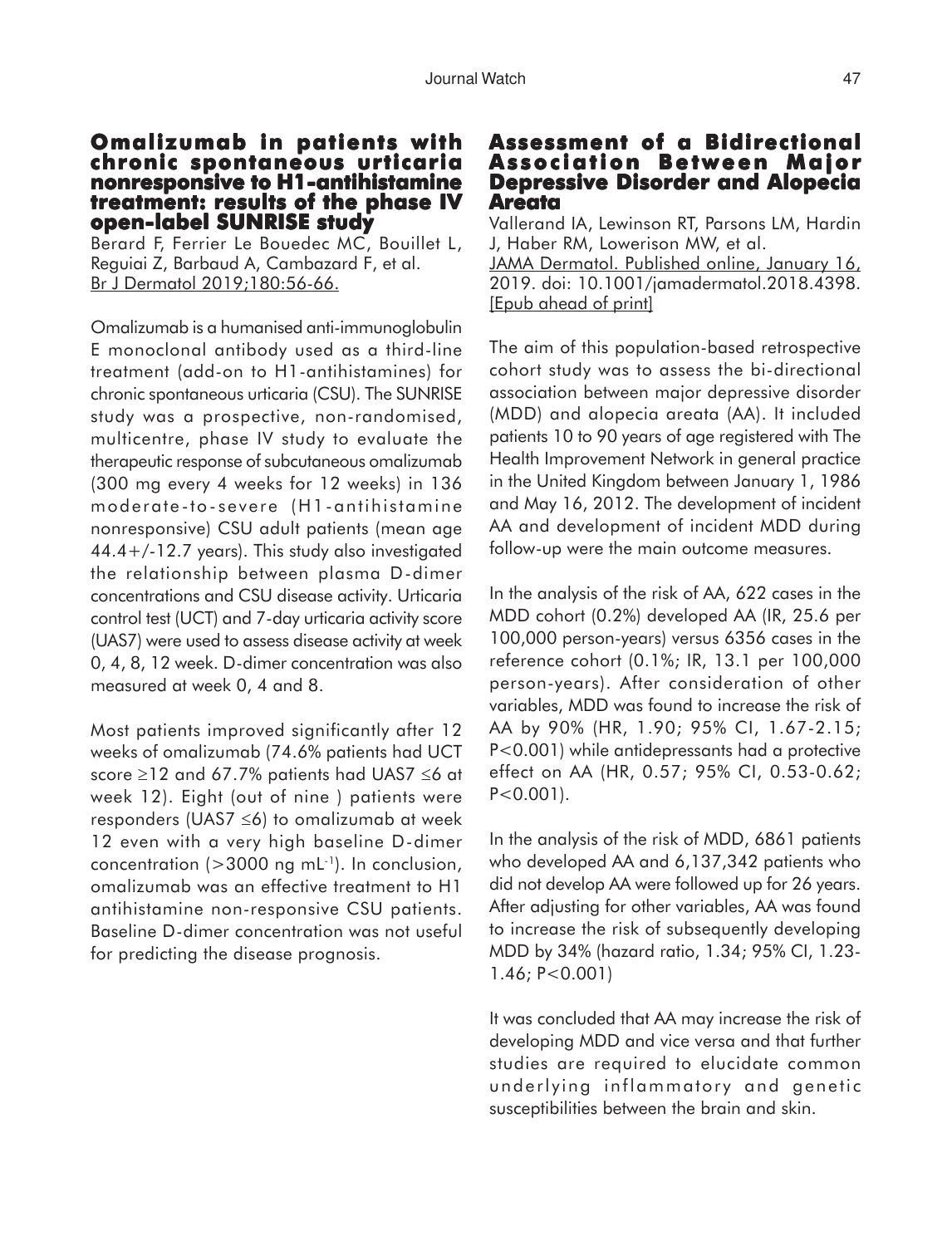## Omalizumab in patients with chronic spontaneous urticaria nonresponsive to H1-antihistamine treatment: results of the phase IV open-label SUNRISE study

Berard F, Ferrier Le Bouedec MC, Bouillet L, Reguiai Z, Barbaud A, Cambazard F, et al.
Br J Dermatol 2019;180:56-66.

Omalizumab is a humanised anti-immunoglobulin E monoclonal antibody used as a third-line treatment (add-on to H1-antihistamines) for chronic spontaneous urticaria (CSU). The SUNRISE study was a prospective, non-randomised, multicentre, phase IV study to evaluate the therapeutic response of subcutaneous omalizumab (300 mg every 4 weeks for 12 weeks) in 136 moderate-to-severe (H1-antihistamine nonresponsive) CSU adult patients (mean age 44.4+/-12.7 years). This study also investigated the relationship between plasma D-dimer concentrations and CSU disease activity. Urticaria control test (UCT) and 7-day urticaria activity score (UAS7) were used to assess disease activity at week 0, 4, 8, 12 week. D-dimer concentration was also measured at week 0, 4 and 8.

Most patients improved significantly after 12 weeks of omalizumab (74.6% patients had UCT score ≥12 and 67.7% patients had UAS7 ≤6 at week 12). Eight (out of nine ) patients were responders (UAS7 ≤6) to omalizumab at week 12 even with a very high baseline D-dimer concentration (>3000 ng $mL^{-1}$). In conclusion, omalizumab was an effective treatment to H1 antihistamine non-responsive CSU patients. Baseline D-dimer concentration was not useful for predicting the disease prognosis.

## Assessment of a Bidirectional Association Between Major Depressive Disorder and Alopecia Areata

Vallerand IA, Lewinson RT, Parsons LM, Hardin J, Haber RM, Lowerison MW, et al.
JAMA Dermatol. Published online, January 16, 2019. doi: 10.1001/jamadermatol.2018.4398. [Epub ahead of print]

The aim of this population-based retrospective cohort study was to assess the bi-directional association between major depressive disorder (MDD) and alopecia areata (AA). It included patients 10 to 90 years of age registered with The Health Improvement Network in general practice in the United Kingdom between January 1, 1986 and May 16, 2012. The development of incident AA and development of incident MDD during follow-up were the main outcome measures.

In the analysis of the risk of AA, 622 cases in the MDD cohort (0.2%) developed AA (IR, 25.6 per 100,000 person-years) versus 6356 cases in the reference cohort (0.1%; IR, 13.1 per 100,000 person-years). After consideration of other variables, MDD was found to increase the risk of AA by 90% (HR, 1.90; 95% CI, 1.67-2.15; P<0.001) while antidepressants had a protective effect on AA (HR, 0.57; 95% CI, 0.53-0.62; P<0.001).

In the analysis of the risk of MDD, 6861 patients who developed AA and 6,137,342 patients who did not develop AA were followed up for 26 years. After adjusting for other variables, AA was found to increase the risk of subsequently developing MDD by 34% (hazard ratio, 1.34; 95% CI, 1.23-1.46; P<0.001)

It was concluded that AA may increase the risk of developing MDD and vice versa and that further studies are required to elucidate common underlying inflammatory and genetic susceptibilities between the brain and skin.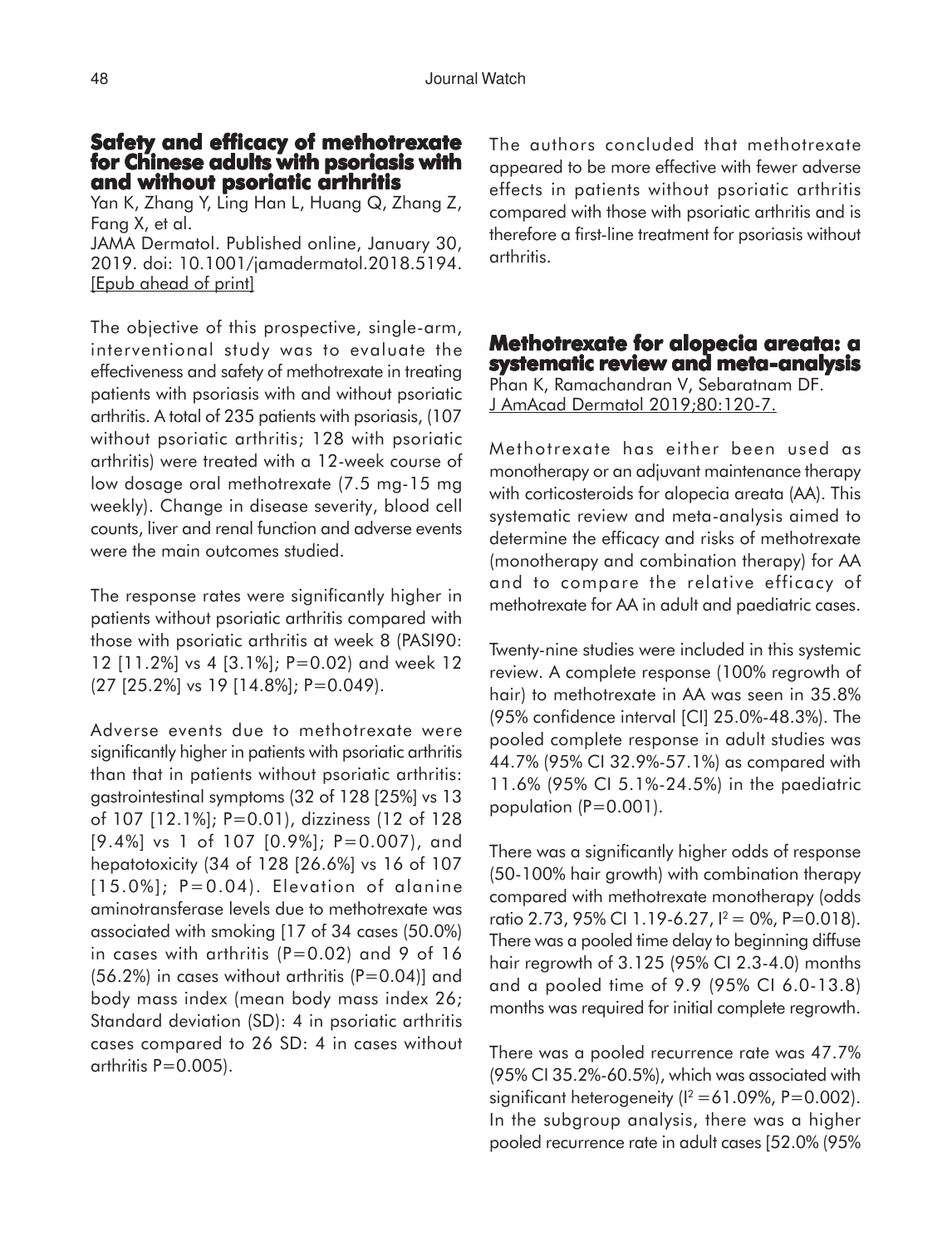## Safety and efficacy of methotrexate for Chinese adults with psoriasis with and without psoriatic arthritis

Yan K, Zhang Y, Ling Han L, Huang Q, Zhang Z, Fang X, et al.

JAMA Dermatol. Published online, January 30, 2019. doi: 10.1001/jamadermatol.2018.5194. [Epub ahead of print]

The objective of this prospective, single-arm, interventional study was to evaluate the effectiveness and safety of methotrexate in treating patients with psoriasis with and without psoriatic arthritis. A total of 235 patients with psoriasis, (107 without psoriatic arthritis; 128 with psoriatic arthritis) were treated with a 12-week course of low dosage oral methotrexate (7.5 mg-15 mg weekly). Change in disease severity, blood cell counts, liver and renal function and adverse events were the main outcomes studied.

The response rates were significantly higher in patients without psoriatic arthritis compared with those with psoriatic arthritis at week 8 (PASI90: 12 [11.2%] vs 4 [3.1%]; P=0.02) and week 12 (27 [25.2%] vs 19 [14.8%]; P=0.049).

Adverse events due to methotrexate were significantly higher in patients with psoriatic arthritis than that in patients without psoriatic arthritis: gastrointestinal symptoms (32 of 128 [25%] vs 13 of 107 [12.1%]; P=0.01), dizziness (12 of 128 [9.4%] vs 1 of 107 [0.9%]; P=0.007), and hepatotoxicity (34 of 128 [26.6%] vs 16 of 107 [15.0%]; P=0.04). Elevation of alanine aminotransferase levels due to methotrexate was associated with smoking [17 of 34 cases (50.0%) in cases with arthritis (P=0.02) and 9 of 16 (56.2%) in cases without arthritis (P=0.04)] and body mass index (mean body mass index 26; Standard deviation (SD): 4 in psoriatic arthritis cases compared to 26 SD: 4 in cases without arthritis P=0.005).

The authors concluded that methotrexate appeared to be more effective with fewer adverse effects in patients without psoriatic arthritis compared with those with psoriatic arthritis and is therefore a first-line treatment for psoriasis without arthritis.

## Methotrexate for alopecia areata: a systematic review and meta-analysis

Phan K, Ramachandran V, Sebaratnam DF.

J AmAcad Dermatol 2019;80:120-7.

Methotrexate has either been used as monotherapy or an adjuvant maintenance therapy with corticosteroids for alopecia areata (AA). This systematic review and meta-analysis aimed to determine the efficacy and risks of methotrexate (monotherapy and combination therapy) for AA and to compare the relative efficacy of methotrexate for AA in adult and paediatric cases.

Twenty-nine studies were included in this systemic review. A complete response (100% regrowth of hair) to methotrexate in AA was seen in 35.8% (95% confidence interval [CI] 25.0%-48.3%). The pooled complete response in adult studies was 44.7% (95% CI 32.9%-57.1%) as compared with 11.6% (95% CI 5.1%-24.5%) in the paediatric population (P=0.001).

There was a significantly higher odds of response (50-100% hair growth) with combination therapy compared with methotrexate monotherapy (odds ratio 2.73, 95% CI 1.19-6.27, $I^2 = 0\%$, P=0.018). There was a pooled time delay to beginning diffuse hair regrowth of 3.125 (95% CI 2.3-4.0) months and a pooled time of 9.9 (95% CI 6.0-13.8) months was required for initial complete regrowth.

There was a pooled recurrence rate was 47.7% (95% CI 35.2%-60.5%), which was associated with significant heterogeneity ($I^2 = 61.09\%$, P=0.002). In the subgroup analysis, there was a higher pooled recurrence rate in adult cases [52.0% (95%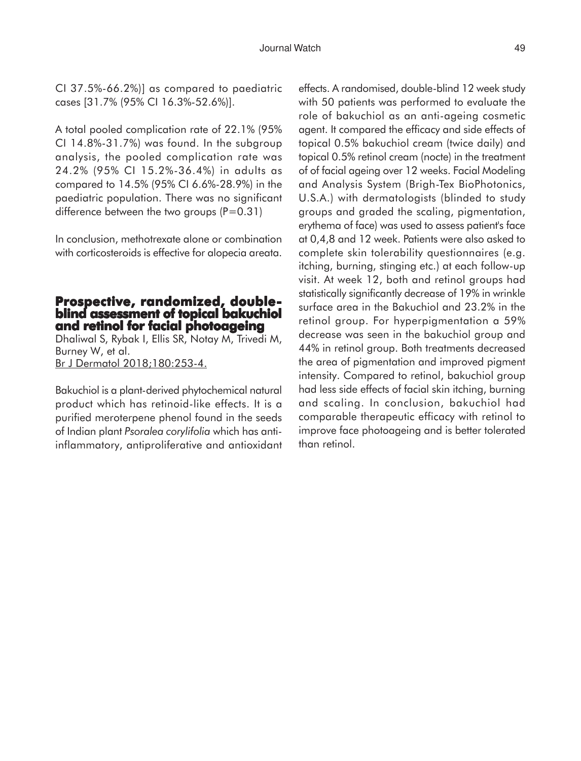CI 37.5%-66.2%)] as compared to paediatric cases [31.7% (95% CI 16.3%-52.6%)].

A total pooled complication rate of 22.1% (95% CI 14.8%-31.7%) was found. In the subgroup analysis, the pooled complication rate was 24.2% (95% CI 15.2%-36.4%) in adults as compared to 14.5% (95% CI 6.6%-28.9%) in the paediatric population. There was no significant difference between the two groups (P=0.31)

In conclusion, methotrexate alone or combination with corticosteroids is effective for alopecia areata.

## Prospective, randomized, double-blind assessment of topical bakuchiol and retinol for facial photoageing

Dhaliwal S, Rybak I, Ellis SR, Notay M, Trivedi M, Burney W, et al.
Br J Dermatol 2018;180:253-4.

Bakuchiol is a plant-derived phytochemical natural product which has retinoid-like effects. It is a purified meroterpene phenol found in the seeds of Indian plant *Psoralea corylifolia* which has anti-inflammatory, antiproliferative and antioxidant effects. A randomised, double-blind 12 week study with 50 patients was performed to evaluate the role of bakuchiol as an anti-ageing cosmetic agent. It compared the efficacy and side effects of topical 0.5% bakuchiol cream (twice daily) and topical 0.5% retinol cream (nocte) in the treatment of of facial ageing over 12 weeks. Facial Modeling and Analysis System (Brigh-Tex BioPhotonics, U.S.A.) with dermatologists (blinded to study groups and graded the scaling, pigmentation, erythema of face) was used to assess patient's face at 0,4,8 and 12 week. Patients were also asked to complete skin tolerability questionnaires (e.g. itching, burning, stinging etc.) at each follow-up visit. At week 12, both and retinol groups had statistically significantly decrease of 19% in wrinkle surface area in the Bakuchiol and 23.2% in the retinol group. For hyperpigmentation a 59% decrease was seen in the bakuchiol group and 44% in retinol group. Both treatments decreased the area of pigmentation and improved pigment intensity. Compared to retinol, bakuchiol group had less side effects of facial skin itching, burning and scaling. In conclusion, bakuchiol had comparable therapeutic efficacy with retinol to improve face photoageing and is better tolerated than retinol.